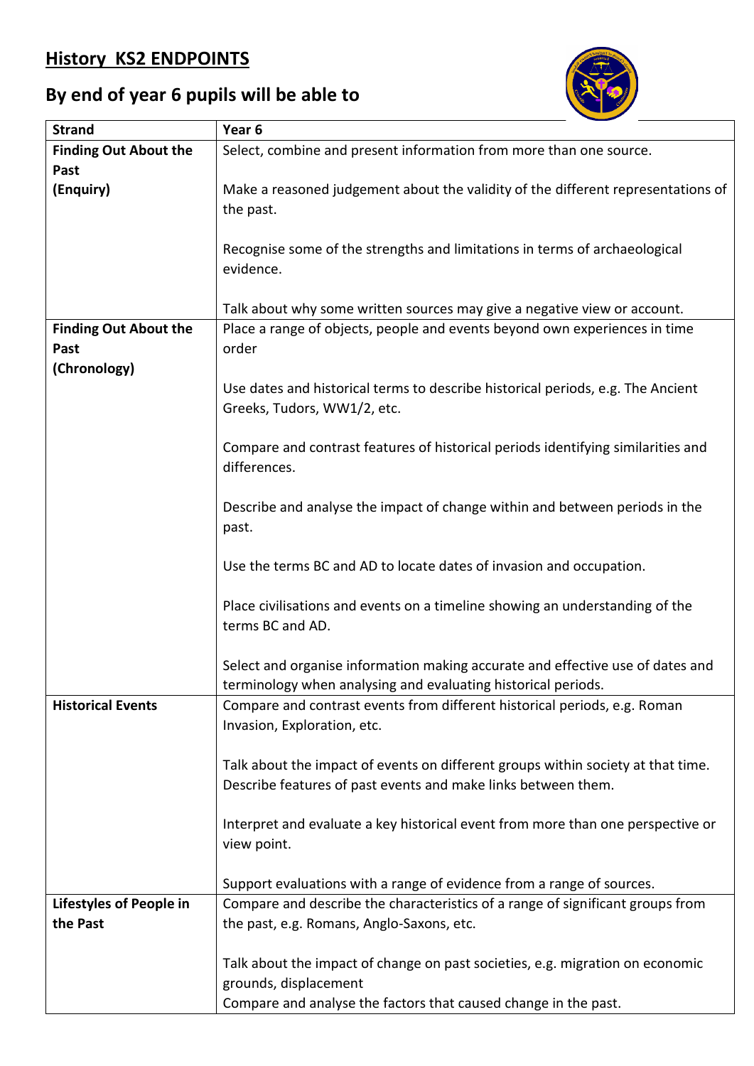# History KS2 ENDPOINTS

## By end of year 6 pupils will be able to

| Strand | Year 6 |
|---|---|
| **Finding Out About the Past (Enquiry)** | Select, combine and present information from more than one source.<br><br>Make a reasoned judgement about the validity of the different representations of the past.<br><br>Recognise some of the strengths and limitations in terms of archaeological evidence.<br><br>Talk about why some written sources may give a negative view or account. |
| **Finding Out About the Past (Chronology)** | Place a range of objects, people and events beyond own experiences in time order<br><br>Use dates and historical terms to describe historical periods, e.g. The Ancient Greeks, Tudors, WW1/2, etc.<br><br>Compare and contrast features of historical periods identifying similarities and differences.<br><br>Describe and analyse the impact of change within and between periods in the past.<br><br>Use the terms BC and AD to locate dates of invasion and occupation.<br><br>Place civilisations and events on a timeline showing an understanding of the terms BC and AD.<br><br>Select and organise information making accurate and effective use of dates and terminology when analysing and evaluating historical periods. |
| **Historical Events** | Compare and contrast events from different historical periods, e.g. Roman Invasion, Exploration, etc.<br><br>Talk about the impact of events on different groups within society at that time. Describe features of past events and make links between them.<br><br>Interpret and evaluate a key historical event from more than one perspective or view point.<br><br>Support evaluations with a range of evidence from a range of sources. |
| **Lifestyles of People in the Past** | Compare and describe the characteristics of a range of significant groups from the past, e.g. Romans, Anglo-Saxons, etc.<br><br>Talk about the impact of change on past societies, e.g. migration on economic grounds, displacement<br>Compare and analyse the factors that caused change in the past. |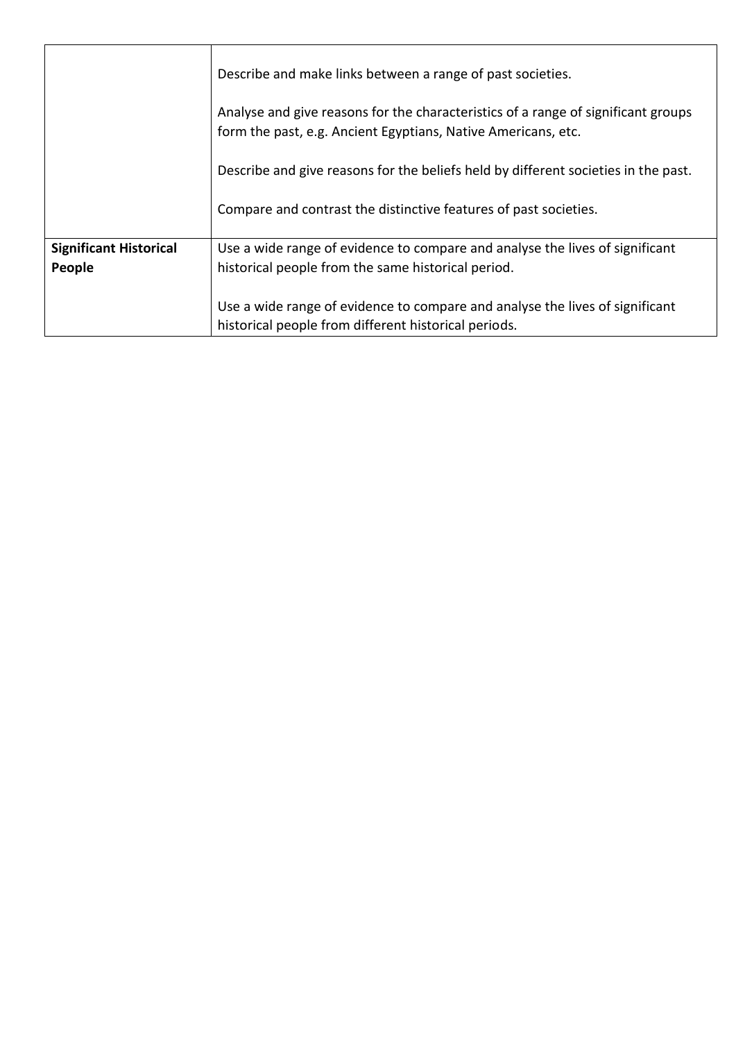| | |
|---|---|
| | Describe and make links between a range of past societies.<br><br>Analyse and give reasons for the characteristics of a range of significant groups form the past, e.g. Ancient Egyptians, Native Americans, etc.<br><br>Describe and give reasons for the beliefs held by different societies in the past.<br><br>Compare and contrast the distinctive features of past societies. |
| **Significant Historical People** | Use a wide range of evidence to compare and analyse the lives of significant historical people from the same historical period.<br><br>Use a wide range of evidence to compare and analyse the lives of significant historical people from different historical periods. |